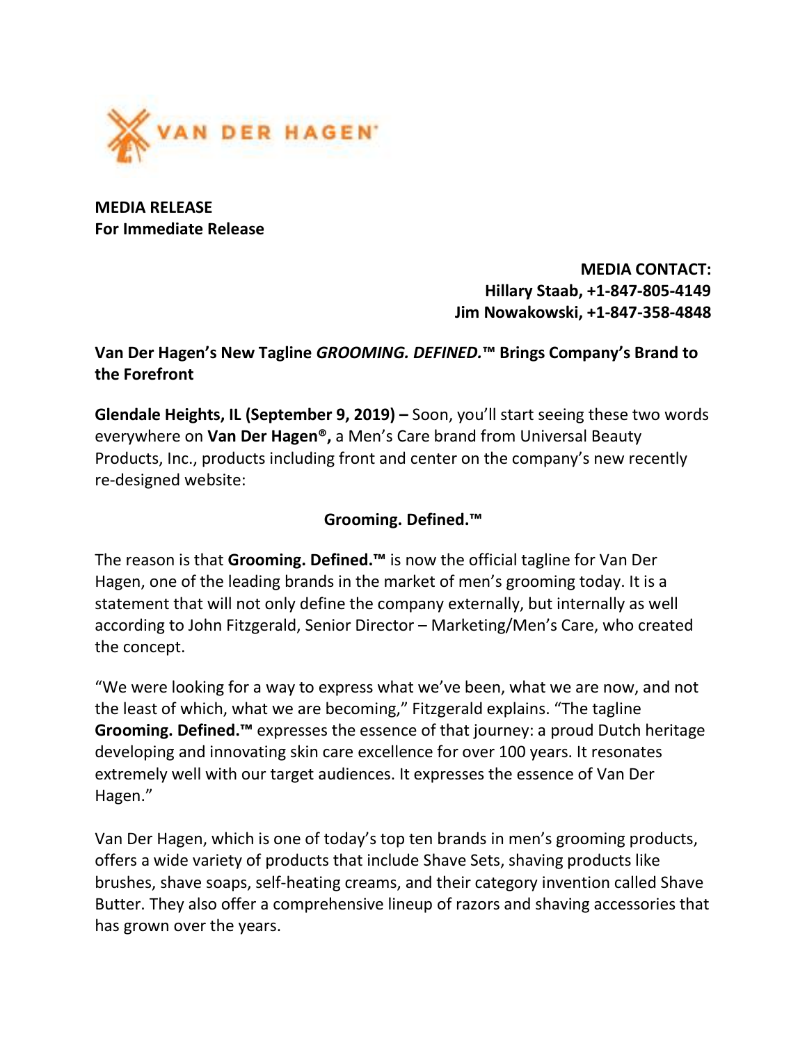VAN DER HAGEN®

**MEDIA RELEASE**
**For Immediate Release**

**MEDIA CONTACT:**
**Hillary Staab, +1-847-805-4149**
**Jim Nowakowski, +1-847-358-4848**

## Van Der Hagen's New Tagline *GROOMING. DEFINED.*™ Brings Company's Brand to the Forefront

**Glendale Heights, IL (September 9, 2019) –** Soon, you'll start seeing these two words everywhere on **Van Der Hagen®,** a Men's Care brand from Universal Beauty Products, Inc., products including front and center on the company's new recently re-designed website:

**Grooming. Defined.™**

The reason is that **Grooming. Defined.™** is now the official tagline for Van Der Hagen, one of the leading brands in the market of men's grooming today. It is a statement that will not only define the company externally, but internally as well according to John Fitzgerald, Senior Director – Marketing/Men's Care, who created the concept.

"We were looking for a way to express what we've been, what we are now, and not the least of which, what we are becoming," Fitzgerald explains. "The tagline **Grooming. Defined.™** expresses the essence of that journey: a proud Dutch heritage developing and innovating skin care excellence for over 100 years. It resonates extremely well with our target audiences. It expresses the essence of Van Der Hagen."

Van Der Hagen, which is one of today's top ten brands in men's grooming products, offers a wide variety of products that include Shave Sets, shaving products like brushes, shave soaps, self-heating creams, and their category invention called Shave Butter. They also offer a comprehensive lineup of razors and shaving accessories that has grown over the years.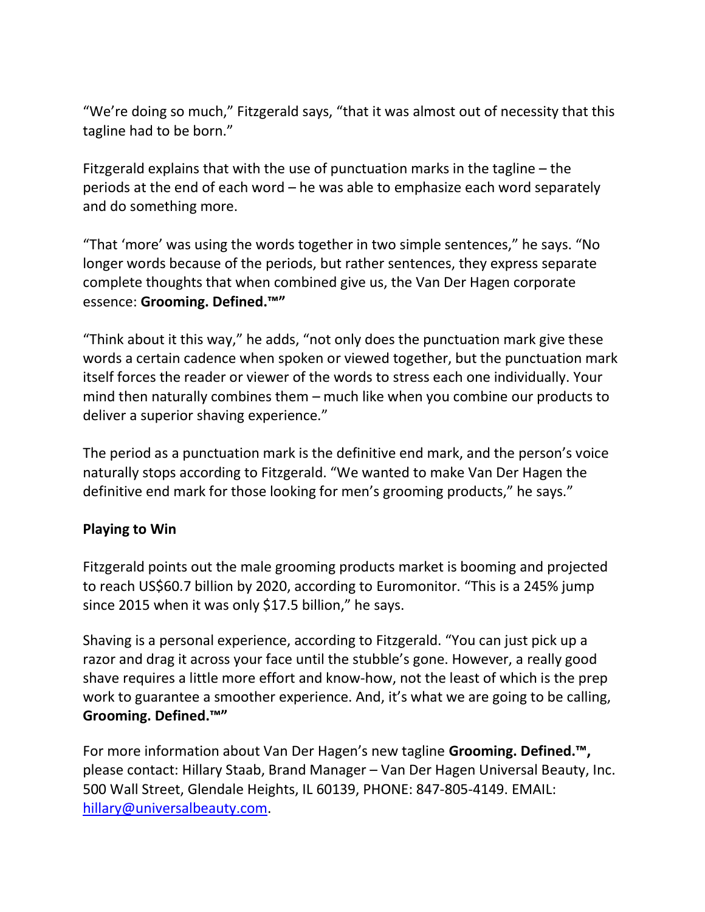"We're doing so much," Fitzgerald says, "that it was almost out of necessity that this tagline had to be born."

Fitzgerald explains that with the use of punctuation marks in the tagline – the periods at the end of each word – he was able to emphasize each word separately and do something more.

"That 'more' was using the words together in two simple sentences," he says. "No longer words because of the periods, but rather sentences, they express separate complete thoughts that when combined give us, the Van Der Hagen corporate essence: **Grooming. Defined.™"**

"Think about it this way," he adds, "not only does the punctuation mark give these words a certain cadence when spoken or viewed together, but the punctuation mark itself forces the reader or viewer of the words to stress each one individually. Your mind then naturally combines them – much like when you combine our products to deliver a superior shaving experience."

The period as a punctuation mark is the definitive end mark, and the person's voice naturally stops according to Fitzgerald. "We wanted to make Van Der Hagen the definitive end mark for those looking for men's grooming products," he says."

**Playing to Win**

Fitzgerald points out the male grooming products market is booming and projected to reach US$60.7 billion by 2020, according to Euromonitor. "This is a 245% jump since 2015 when it was only $17.5 billion," he says.

Shaving is a personal experience, according to Fitzgerald. "You can just pick up a razor and drag it across your face until the stubble's gone. However, a really good shave requires a little more effort and know-how, not the least of which is the prep work to guarantee a smoother experience. And, it's what we are going to be calling, **Grooming. Defined.™"**

For more information about Van Der Hagen's new tagline **Grooming. Defined.™,** please contact: Hillary Staab, Brand Manager – Van Der Hagen Universal Beauty, Inc. 500 Wall Street, Glendale Heights, IL 60139, PHONE: 847-805-4149. EMAIL: [hillary@universalbeauty.com](mailto:hillary@universalbeauty.com).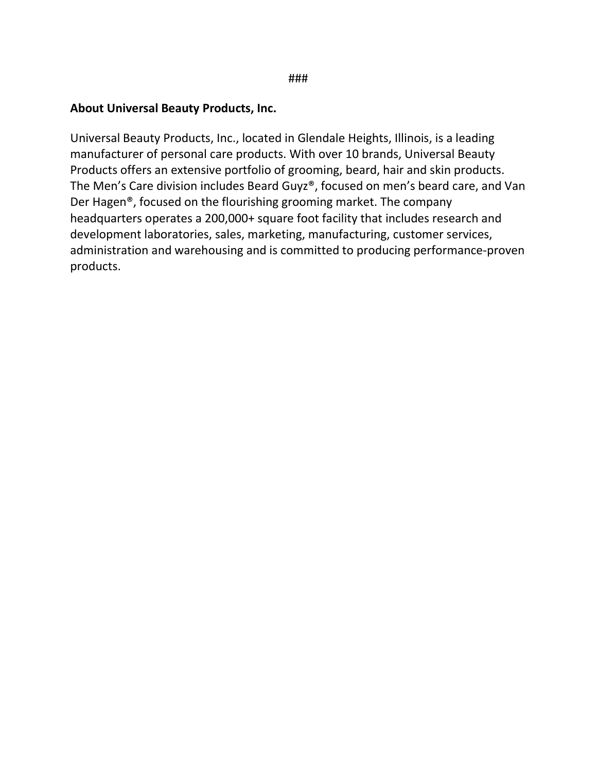###

**About Universal Beauty Products, Inc.**

Universal Beauty Products, Inc., located in Glendale Heights, Illinois, is a leading manufacturer of personal care products. With over 10 brands, Universal Beauty Products offers an extensive portfolio of grooming, beard, hair and skin products. The Men's Care division includes Beard Guyz®, focused on men's beard care, and Van Der Hagen®, focused on the flourishing grooming market. The company headquarters operates a 200,000+ square foot facility that includes research and development laboratories, sales, marketing, manufacturing, customer services, administration and warehousing and is committed to producing performance-proven products.